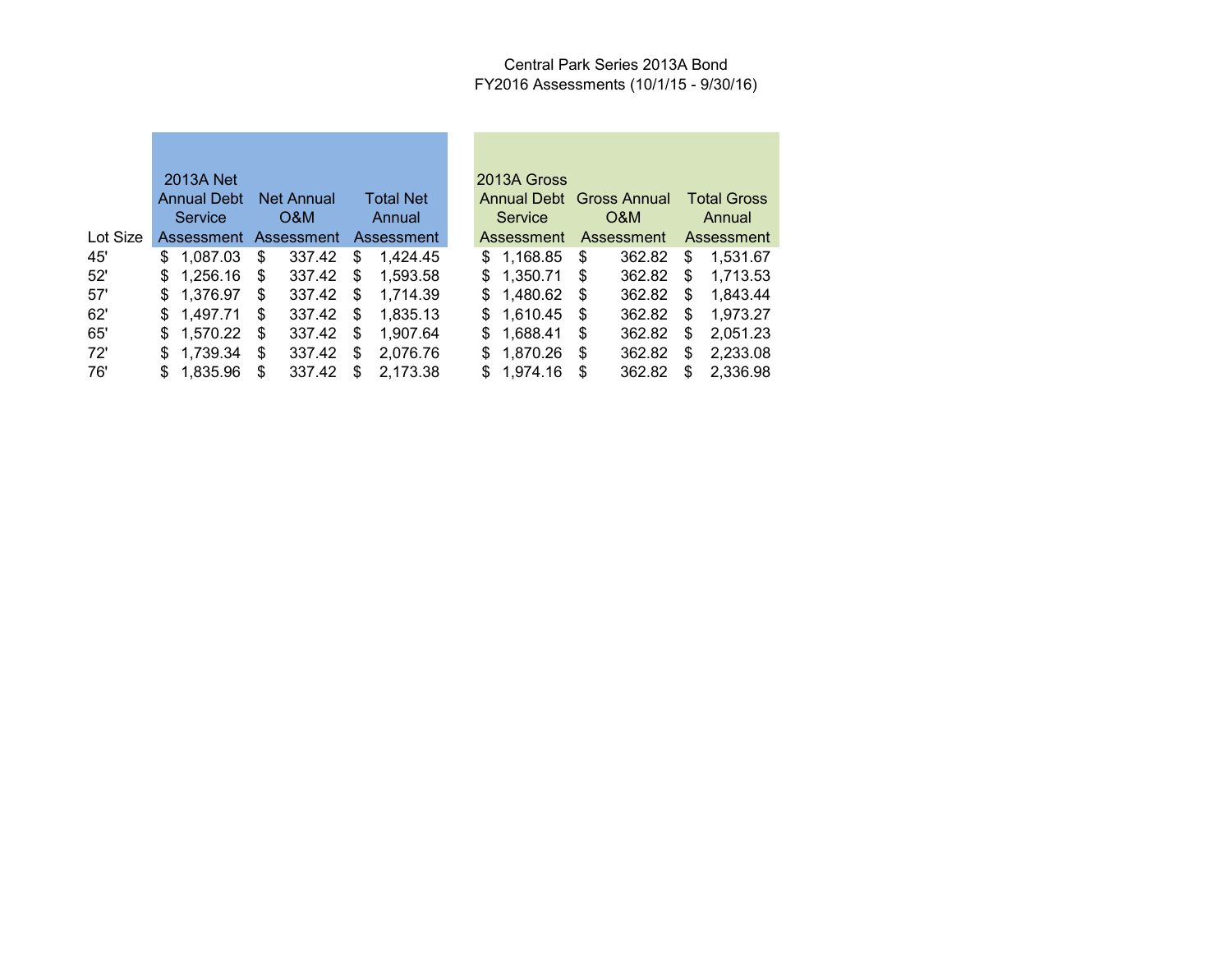Central Park Series 2013A Bond
FY2016 Assessments (10/1/15 - 9/30/16)

| Lot Size | 2013A Net Annual Debt Service Assessment | Net Annual O&M Assessment | Total Net Annual Assessment | 2013A Gross Annual Debt Service Assessment | Gross Annual O&M Assessment | Total Gross Annual Assessment |
|---|---|---|---|---|---|---|
| 45' | $ 1,087.03 | $ 337.42 | $ 1,424.45 | $ 1,168.85 | $ 362.82 | $ 1,531.67 |
| 52' | $ 1,256.16 | $ 337.42 | $ 1,593.58 | $ 1,350.71 | $ 362.82 | $ 1,713.53 |
| 57' | $ 1,376.97 | $ 337.42 | $ 1,714.39 | $ 1,480.62 | $ 362.82 | $ 1,843.44 |
| 62' | $ 1,497.71 | $ 337.42 | $ 1,835.13 | $ 1,610.45 | $ 362.82 | $ 1,973.27 |
| 65' | $ 1,570.22 | $ 337.42 | $ 1,907.64 | $ 1,688.41 | $ 362.82 | $ 2,051.23 |
| 72' | $ 1,739.34 | $ 337.42 | $ 2,076.76 | $ 1,870.26 | $ 362.82 | $ 2,233.08 |
| 76' | $ 1,835.96 | $ 337.42 | $ 2,173.38 | $ 1,974.16 | $ 362.82 | $ 2,336.98 |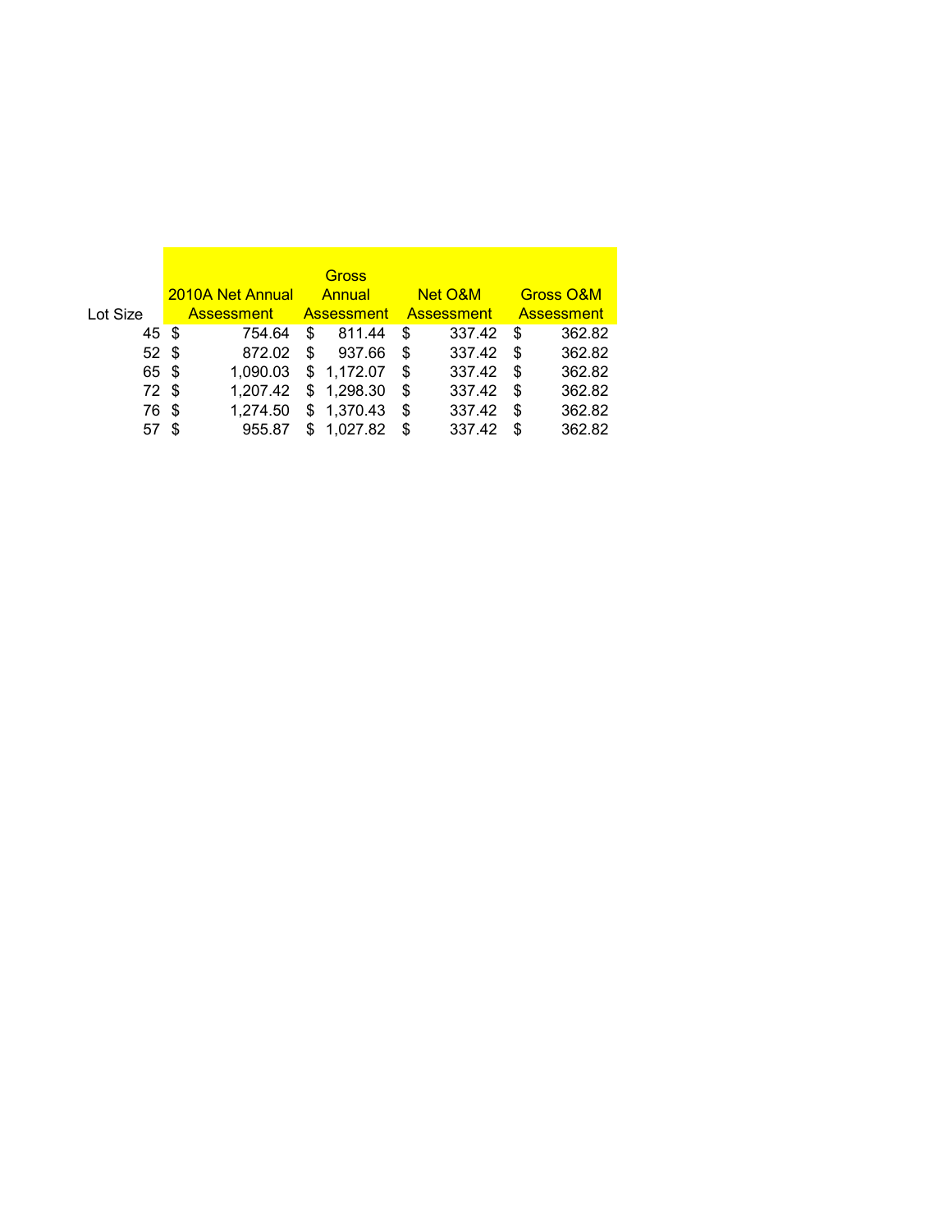| Lot Size | 2010A Net Annual Assessment | Gross Annual Assessment | Net O&M Assessment | Gross O&M Assessment |
|---|---|---|---|---|
| 45 | $ 754.64 | $ 811.44 | $ 337.42 | $ 362.82 |
| 52 | $ 872.02 | $ 937.66 | $ 337.42 | $ 362.82 |
| 65 | $ 1,090.03 | $ 1,172.07 | $ 337.42 | $ 362.82 |
| 72 | $ 1,207.42 | $ 1,298.30 | $ 337.42 | $ 362.82 |
| 76 | $ 1,274.50 | $ 1,370.43 | $ 337.42 | $ 362.82 |
| 57 | $ 955.87 | $ 1,027.82 | $ 337.42 | $ 362.82 |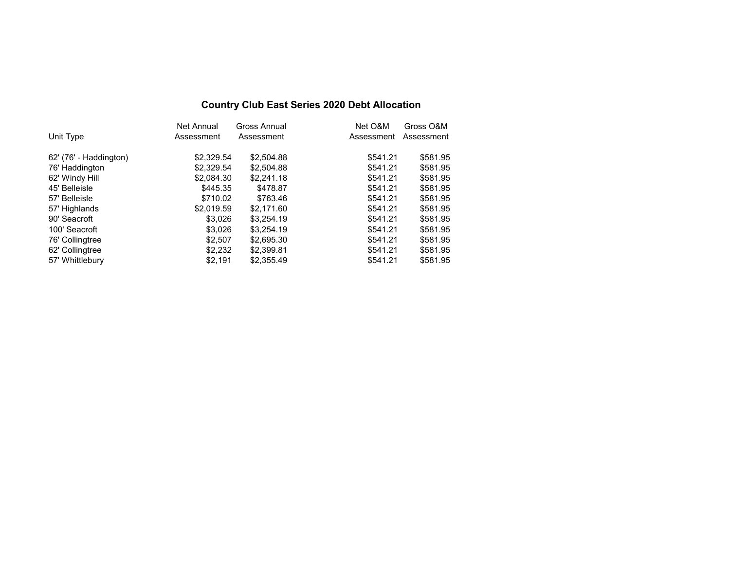## Country Club East Series 2020 Debt Allocation

| Unit Type | Net Annual Assessment | Gross Annual Assessment | Net O&M Assessment | Gross O&M Assessment |
|---|---|---|---|---|
| 62' (76' - Haddington) | $2,329.54 | $2,504.88 | $541.21 | $581.95 |
| 76' Haddington | $2,329.54 | $2,504.88 | $541.21 | $581.95 |
| 62' Windy Hill | $2,084.30 | $2,241.18 | $541.21 | $581.95 |
| 45' Belleisle | $445.35 | $478.87 | $541.21 | $581.95 |
| 57' Belleisle | $710.02 | $763.46 | $541.21 | $581.95 |
| 57' Highlands | $2,019.59 | $2,171.60 | $541.21 | $581.95 |
| 90' Seacroft | $3,026 | $3,254.19 | $541.21 | $581.95 |
| 100' Seacroft | $3,026 | $3,254.19 | $541.21 | $581.95 |
| 76' Collingtree | $2,507 | $2,695.30 | $541.21 | $581.95 |
| 62' Collingtree | $2,232 | $2,399.81 | $541.21 | $581.95 |
| 57' Whittlebury | $2,191 | $2,355.49 | $541.21 | $581.95 |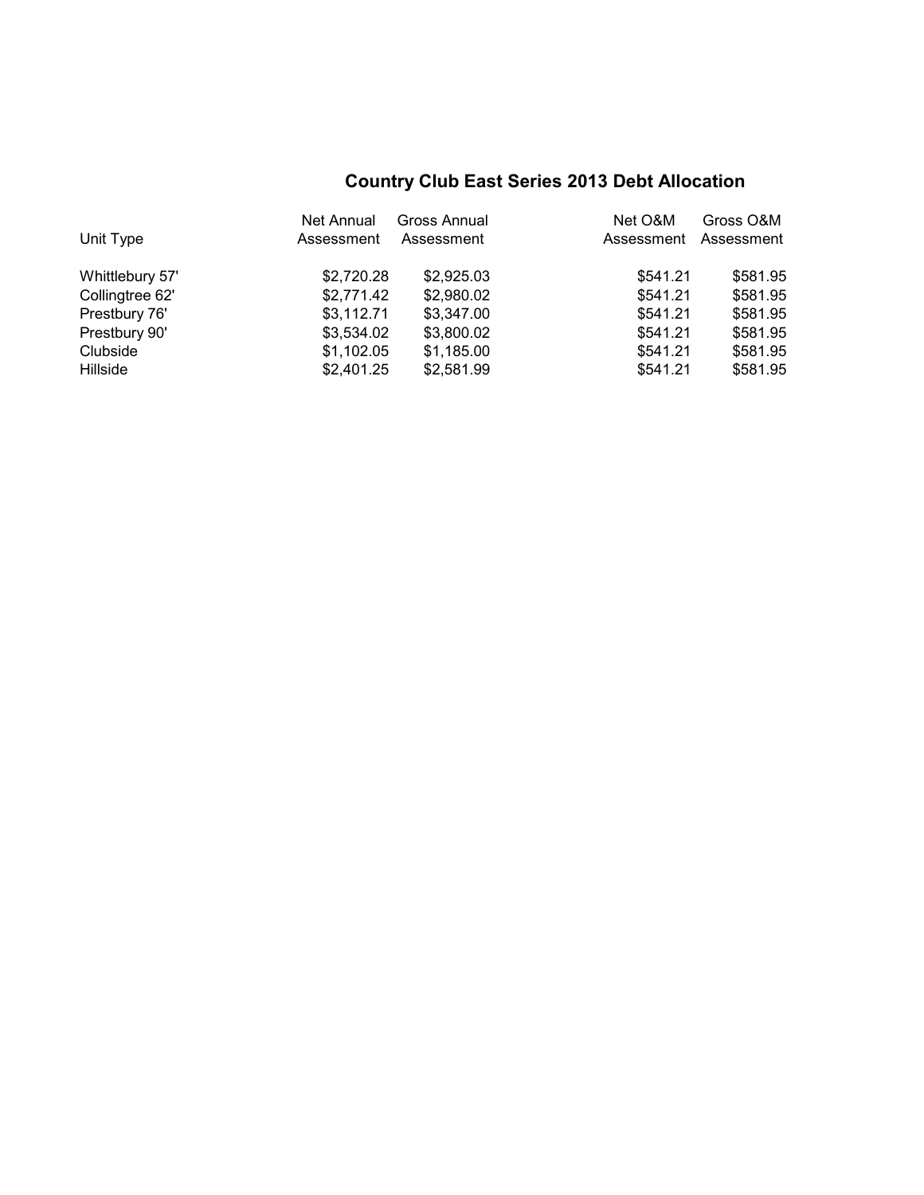## Country Club East Series 2013 Debt Allocation

| Unit Type | Net Annual Assessment | Gross Annual Assessment | Net O&M Assessment | Gross O&M Assessment |
|---|---|---|---|---|
| Whittlebury 57' | $2,720.28 | $2,925.03 | $541.21 | $581.95 |
| Collingtree 62' | $2,771.42 | $2,980.02 | $541.21 | $581.95 |
| Prestbury 76' | $3,112.71 | $3,347.00 | $541.21 | $581.95 |
| Prestbury 90' | $3,534.02 | $3,800.02 | $541.21 | $581.95 |
| Clubside | $1,102.05 | $1,185.00 | $541.21 | $581.95 |
| Hillside | $2,401.25 | $2,581.99 | $541.21 | $581.95 |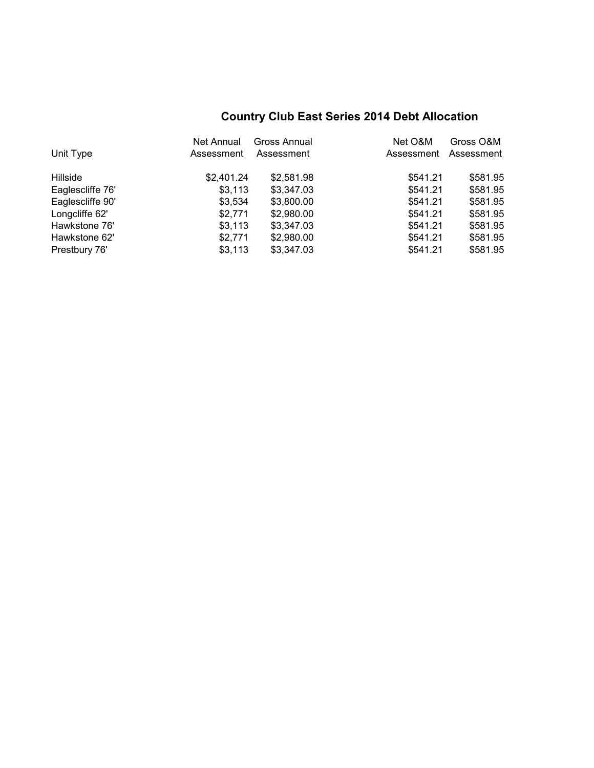## Country Club East Series 2014 Debt Allocation

| Unit Type | Net Annual Assessment | Gross Annual Assessment | Net O&M Assessment | Gross O&M Assessment |
|---|---|---|---|---|
| Hillside | $2,401.24 | $2,581.98 | $541.21 | $581.95 |
| Eaglescliffe 76' | $3,113 | $3,347.03 | $541.21 | $581.95 |
| Eaglescliffe 90' | $3,534 | $3,800.00 | $541.21 | $581.95 |
| Longcliffe 62' | $2,771 | $2,980.00 | $541.21 | $581.95 |
| Hawkstone 76' | $3,113 | $3,347.03 | $541.21 | $581.95 |
| Hawkstone 62' | $2,771 | $2,980.00 | $541.21 | $581.95 |
| Prestbury 76' | $3,113 | $3,347.03 | $541.21 | $581.95 |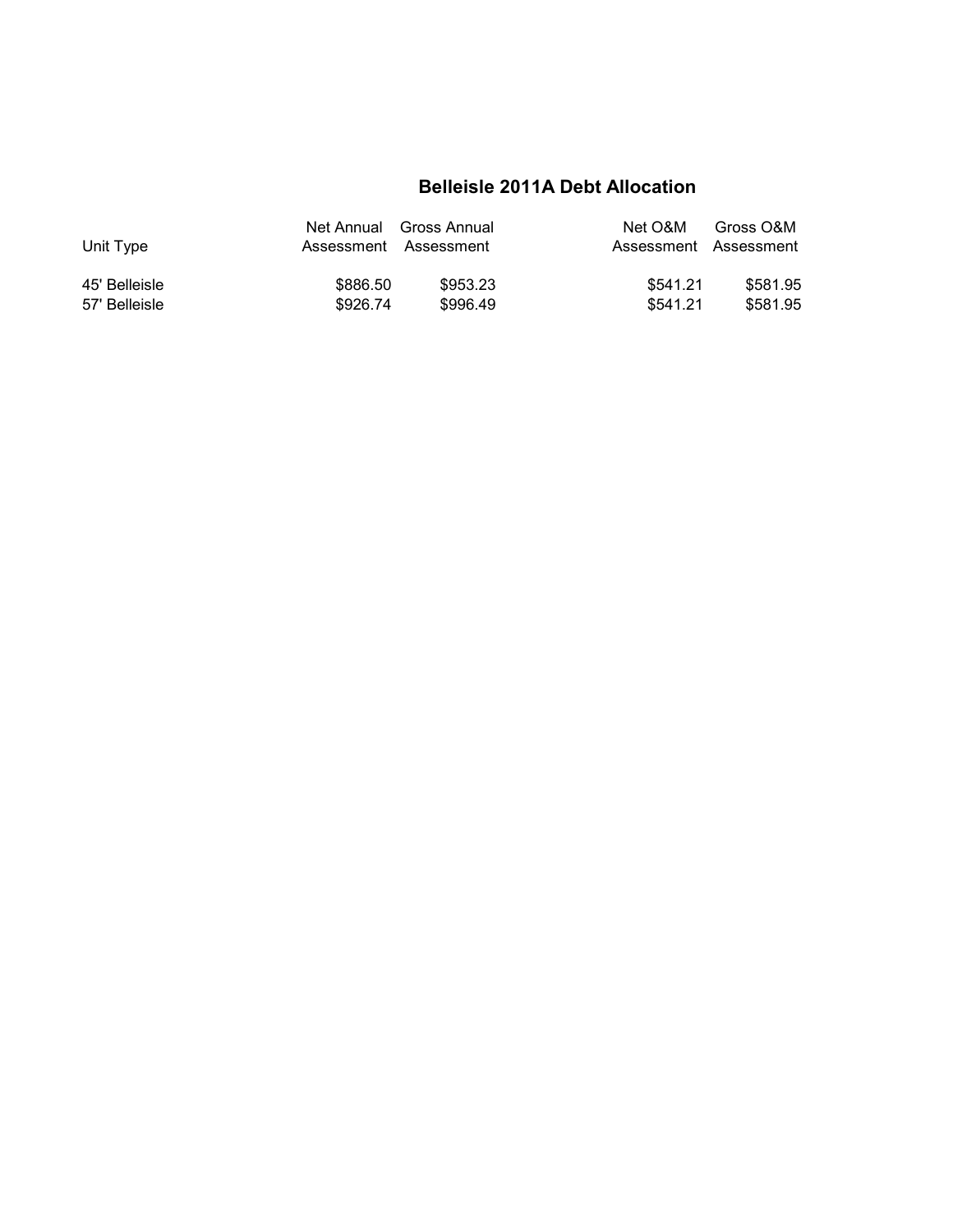# Belleisle 2011A Debt Allocation

| Unit Type | Net Annual Assessment | Gross Annual Assessment | Net O&M Assessment | Gross O&M Assessment |
|---|---|---|---|---|
| 45' Belleisle | $886.50 | $953.23 | $541.21 | $581.95 |
| 57' Belleisle | $926.74 | $996.49 | $541.21 | $581.95 |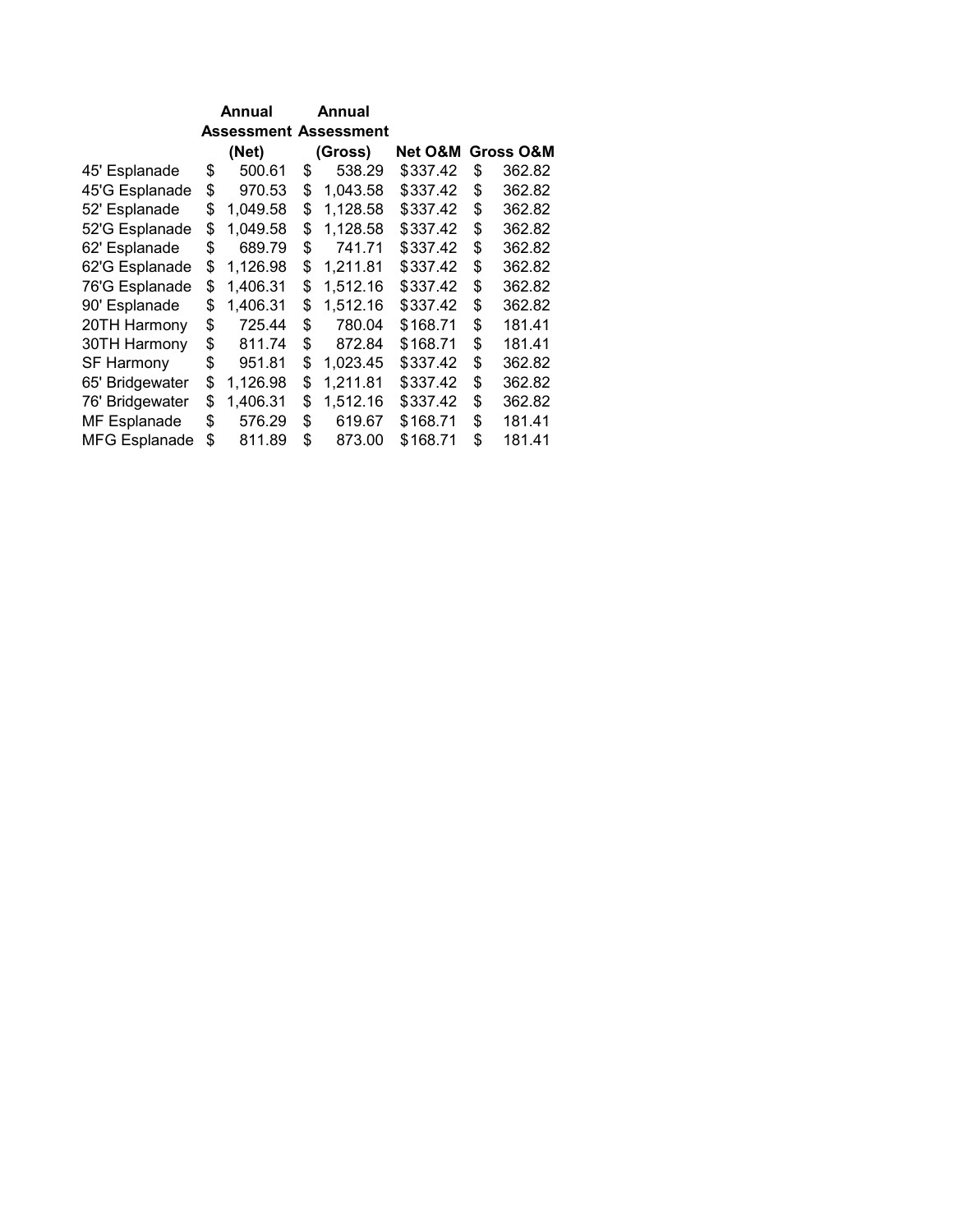| | Annual Assessment (Net) | Annual Assessment (Gross) | Net O&M | Gross O&M |
|---|---|---|---|---|
| 45' Esplanade | $ 500.61 | $ 538.29 | $337.42 | $ 362.82 |
| 45'G Esplanade | $ 970.53 | $ 1,043.58 | $337.42 | $ 362.82 |
| 52' Esplanade | $ 1,049.58 | $ 1,128.58 | $337.42 | $ 362.82 |
| 52'G Esplanade | $ 1,049.58 | $ 1,128.58 | $337.42 | $ 362.82 |
| 62' Esplanade | $ 689.79 | $ 741.71 | $337.42 | $ 362.82 |
| 62'G Esplanade | $ 1,126.98 | $ 1,211.81 | $337.42 | $ 362.82 |
| 76'G Esplanade | $ 1,406.31 | $ 1,512.16 | $337.42 | $ 362.82 |
| 90' Esplanade | $ 1,406.31 | $ 1,512.16 | $337.42 | $ 362.82 |
| 20TH Harmony | $ 725.44 | $ 780.04 | $168.71 | $ 181.41 |
| 30TH Harmony | $ 811.74 | $ 872.84 | $168.71 | $ 181.41 |
| SF Harmony | $ 951.81 | $ 1,023.45 | $337.42 | $ 362.82 |
| 65' Bridgewater | $ 1,126.98 | $ 1,211.81 | $337.42 | $ 362.82 |
| 76' Bridgewater | $ 1,406.31 | $ 1,512.16 | $337.42 | $ 362.82 |
| MF Esplanade | $ 576.29 | $ 619.67 | $168.71 | $ 181.41 |
| MFG Esplanade | $ 811.89 | $ 873.00 | $168.71 | $ 181.41 |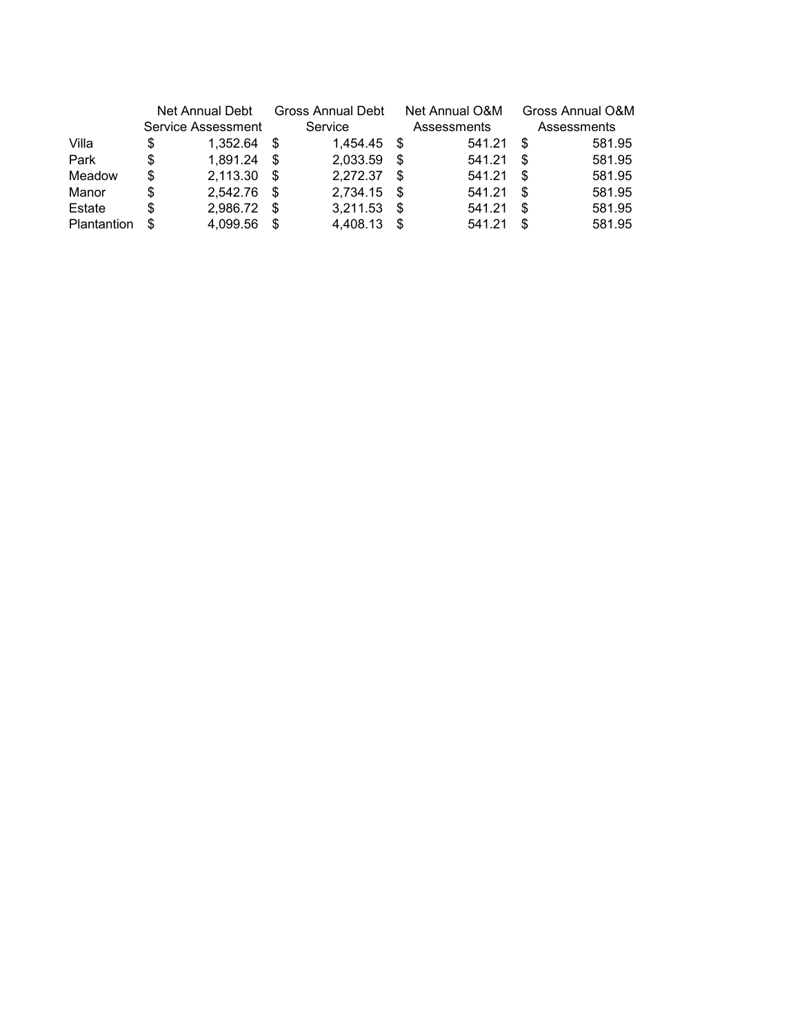| | Net Annual Debt Service Assessment | Gross Annual Debt Service | Net Annual O&M Assessments | Gross Annual O&M Assessments |
|---|---|---|---|---|
| Villa | $ 1,352.64 | $ 1,454.45 | $ 541.21 | $ 581.95 |
| Park | $ 1,891.24 | $ 2,033.59 | $ 541.21 | $ 581.95 |
| Meadow | $ 2,113.30 | $ 2,272.37 | $ 541.21 | $ 581.95 |
| Manor | $ 2,542.76 | $ 2,734.15 | $ 541.21 | $ 581.95 |
| Estate | $ 2,986.72 | $ 3,211.53 | $ 541.21 | $ 581.95 |
| Plantantion | $ 4,099.56 | $ 4,408.13 | $ 541.21 | $ 581.95 |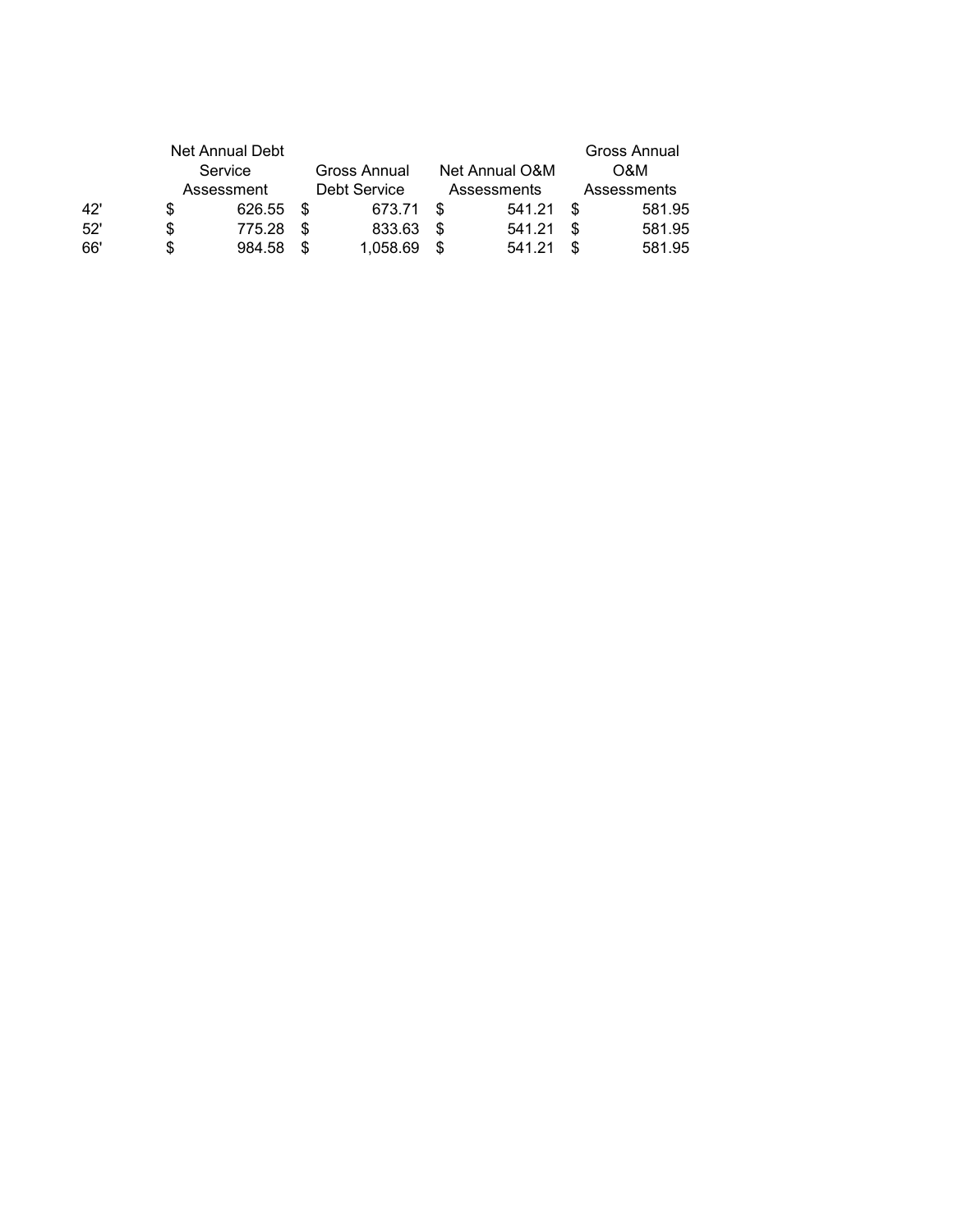| | Net Annual Debt Service Assessment | Gross Annual Debt Service | Net Annual O&M Assessments | Gross Annual O&M Assessments |
|---|---|---|---|---|
| 42' | $ 626.55 | $ 673.71 | $ 541.21 | $ 581.95 |
| 52' | $ 775.28 | $ 833.63 | $ 541.21 | $ 581.95 |
| 66' | $ 984.58 | $ 1,058.69 | $ 541.21 | $ 581.95 |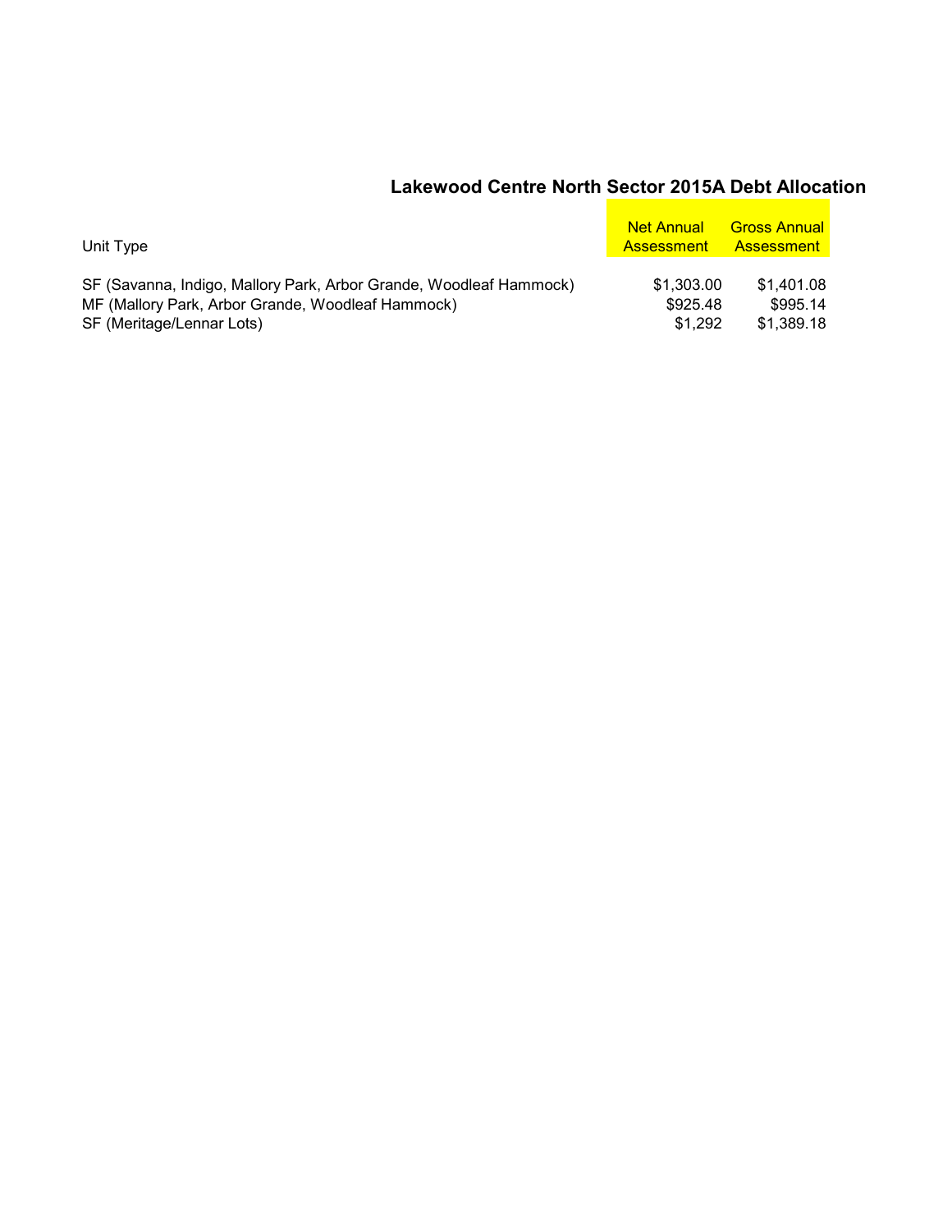## Lakewood Centre North Sector 2015A Debt Allocation

| Unit Type | Net Annual Assessment | Gross Annual Assessment |
|---|---|---|
| SF (Savanna, Indigo, Mallory Park, Arbor Grande, Woodleaf Hammock) | $1,303.00 | $1,401.08 |
| MF (Mallory Park, Arbor Grande, Woodleaf Hammock) | $925.48 | $995.14 |
| SF (Meritage/Lennar Lots) | $1,292 | $1,389.18 |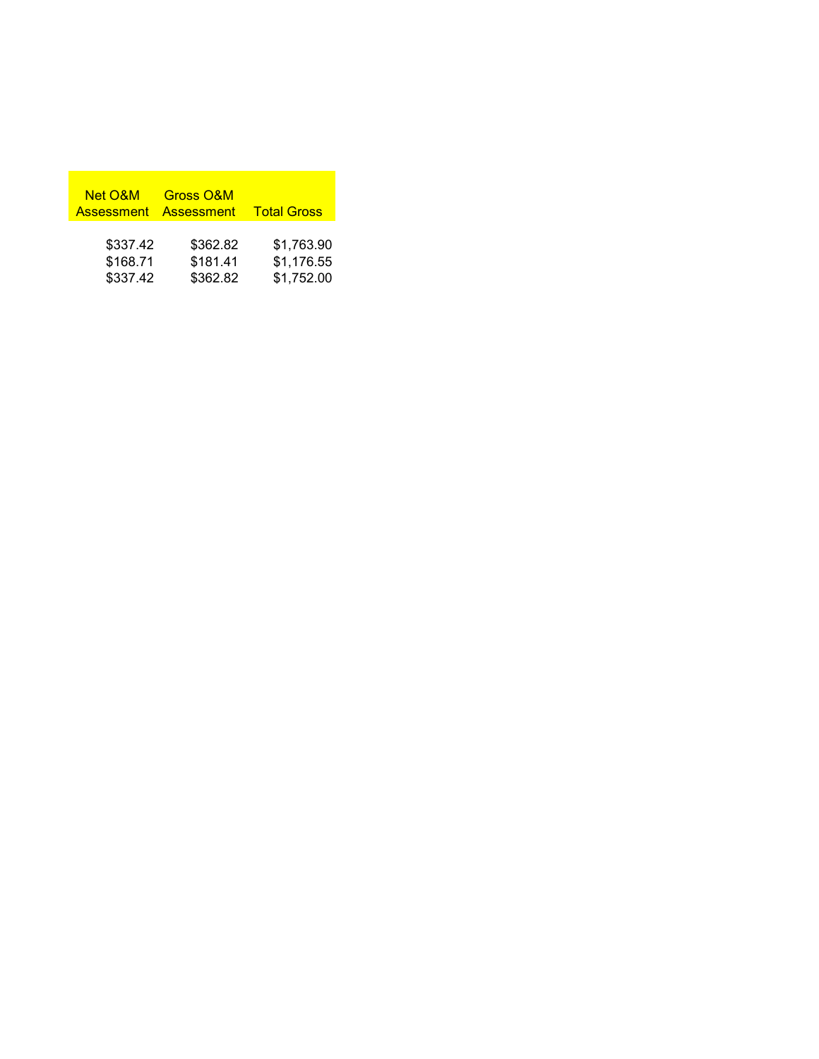| Net O&M Assessment | Gross O&M Assessment | Total Gross |
|---|---|---|
| $337.42 | $362.82 | $1,763.90 |
| $168.71 | $181.41 | $1,176.55 |
| $337.42 | $362.82 | $1,752.00 |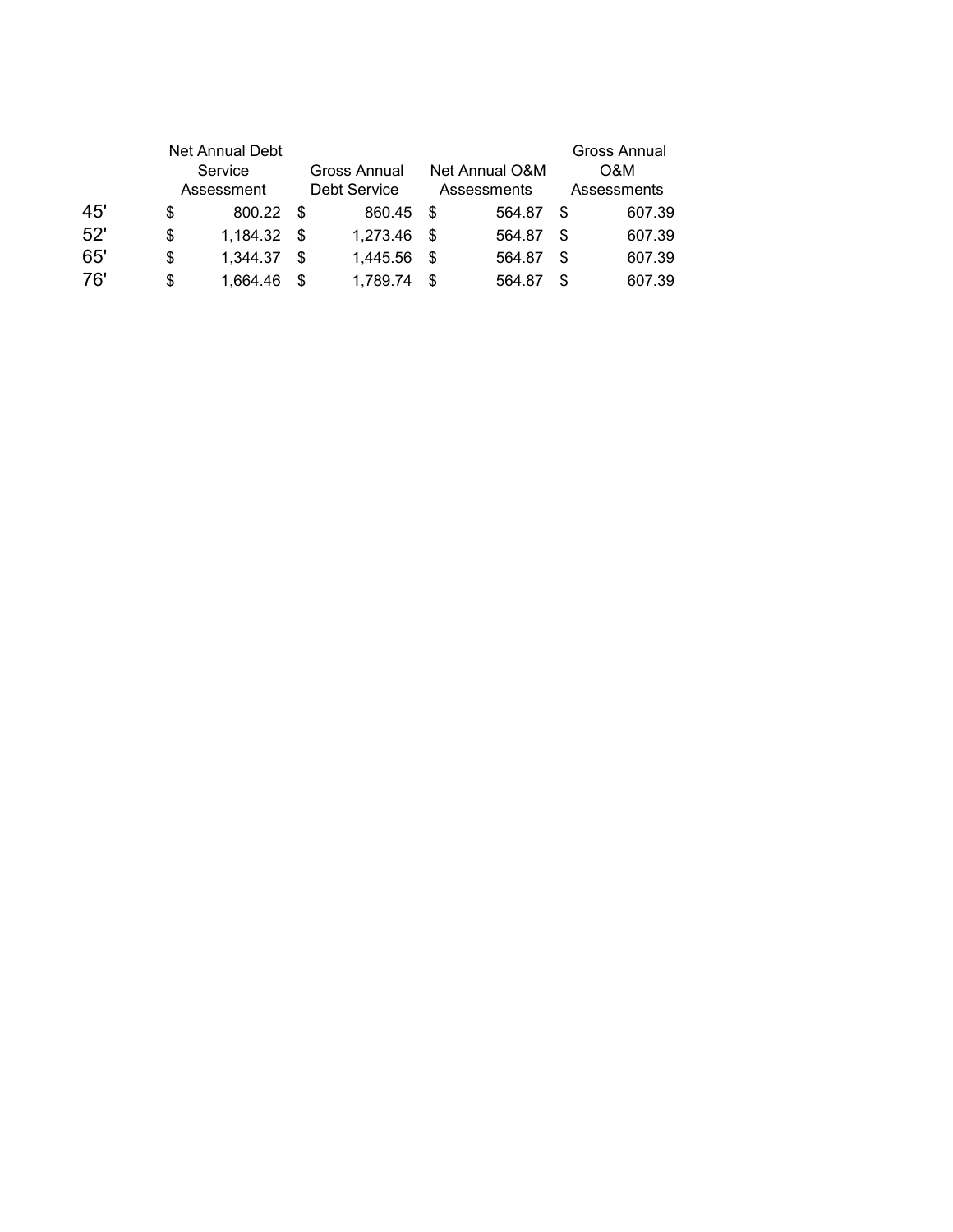| | Net Annual Debt Service Assessment | Gross Annual Debt Service | Net Annual O&M Assessments | Gross Annual O&M Assessments |
|---|---|---|---|---|
| 45' | $ 800.22 | $ 860.45 | $ 564.87 | $ 607.39 |
| 52' | $ 1,184.32 | $ 1,273.46 | $ 564.87 | $ 607.39 |
| 65' | $ 1,344.37 | $ 1,445.56 | $ 564.87 | $ 607.39 |
| 76' | $ 1,664.46 | $ 1,789.74 | $ 564.87 | $ 607.39 |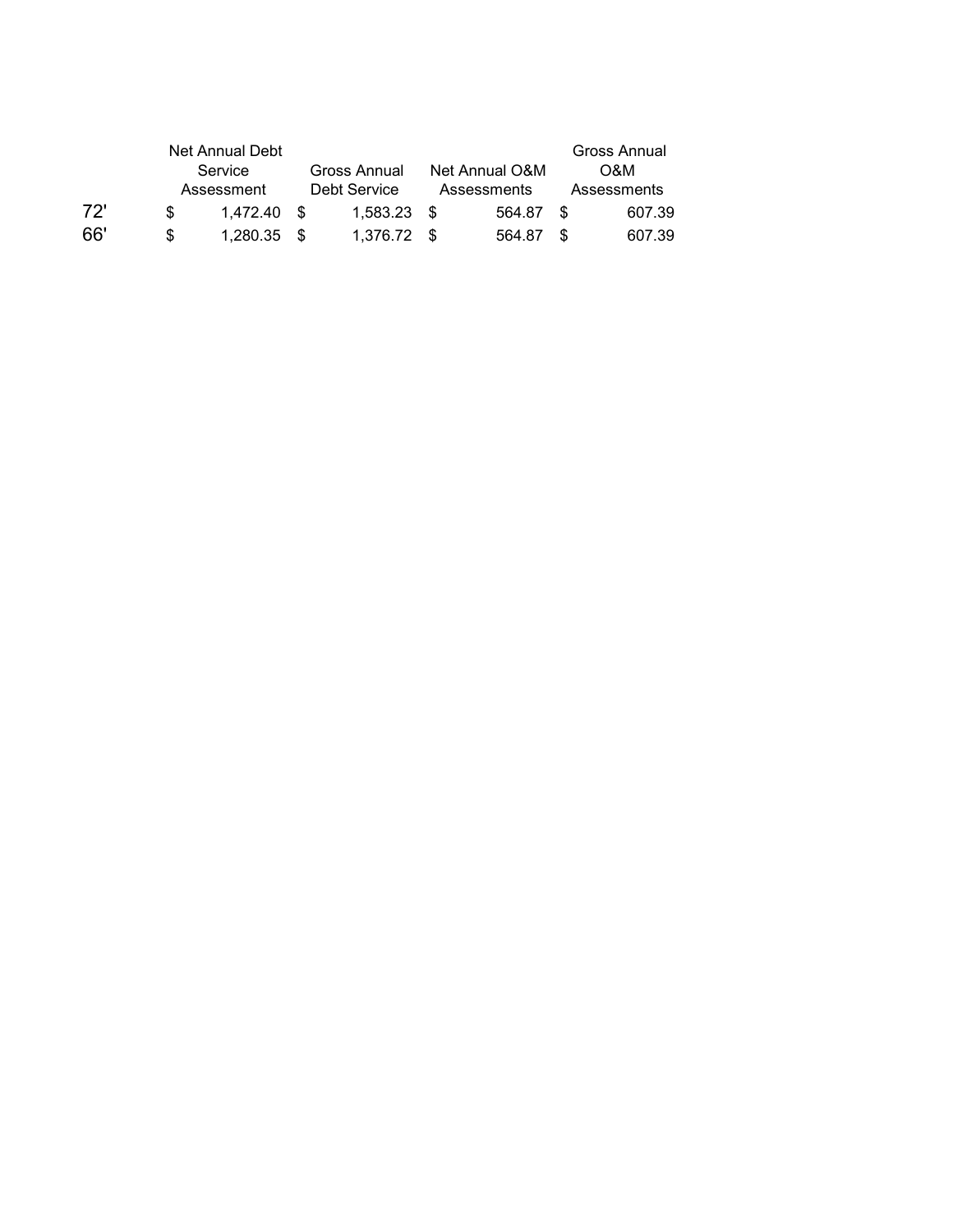| | Net Annual Debt Service Assessment | Gross Annual Debt Service | Net Annual O&M Assessments | Gross Annual O&M Assessments |
|---|---|---|---|---|
| 72' | $ 1,472.40 | $ 1,583.23 | $ 564.87 | $ 607.39 |
| 66' | $ 1,280.35 | $ 1,376.72 | $ 564.87 | $ 607.39 |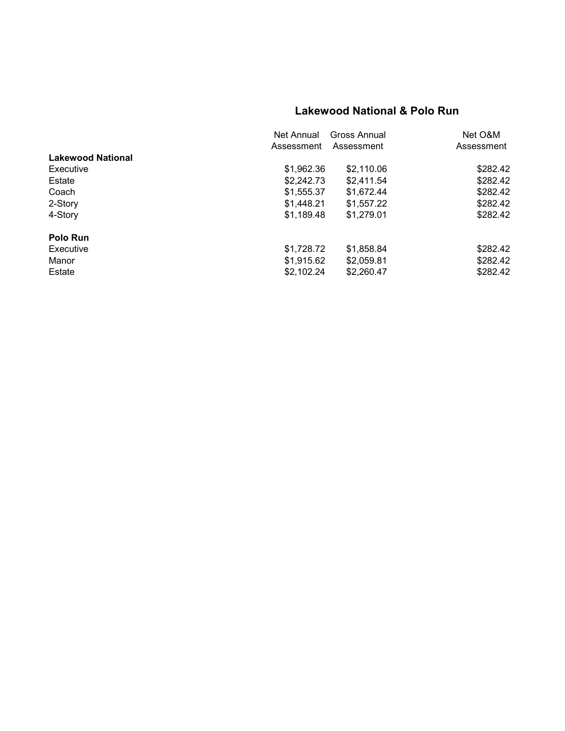## Lakewood National & Polo Run

| | Net Annual Assessment | Gross Annual Assessment | Net O&M Assessment |
|---|---|---|---|
| **Lakewood National** | | | |
| Executive | $1,962.36 | $2,110.06 | $282.42 |
| Estate | $2,242.73 | $2,411.54 | $282.42 |
| Coach | $1,555.37 | $1,672.44 | $282.42 |
| 2-Story | $1,448.21 | $1,557.22 | $282.42 |
| 4-Story | $1,189.48 | $1,279.01 | $282.42 |
| | | | |
| **Polo Run** | | | |
| Executive | $1,728.72 | $1,858.84 | $282.42 |
| Manor | $1,915.62 | $2,059.81 | $282.42 |
| Estate | $2,102.24 | $2,260.47 | $282.42 |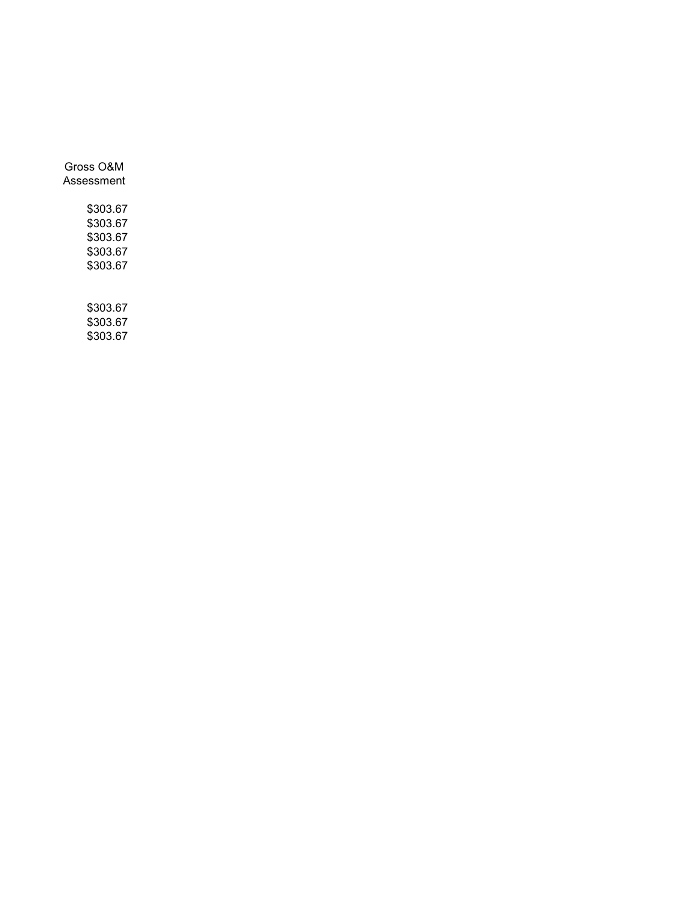| Gross O&M Assessment |
| --- |
| $303.67 |
| $303.67 |
| $303.67 |
| $303.67 |
| $303.67 |
| |
| $303.67 |
| $303.67 |
| $303.67 |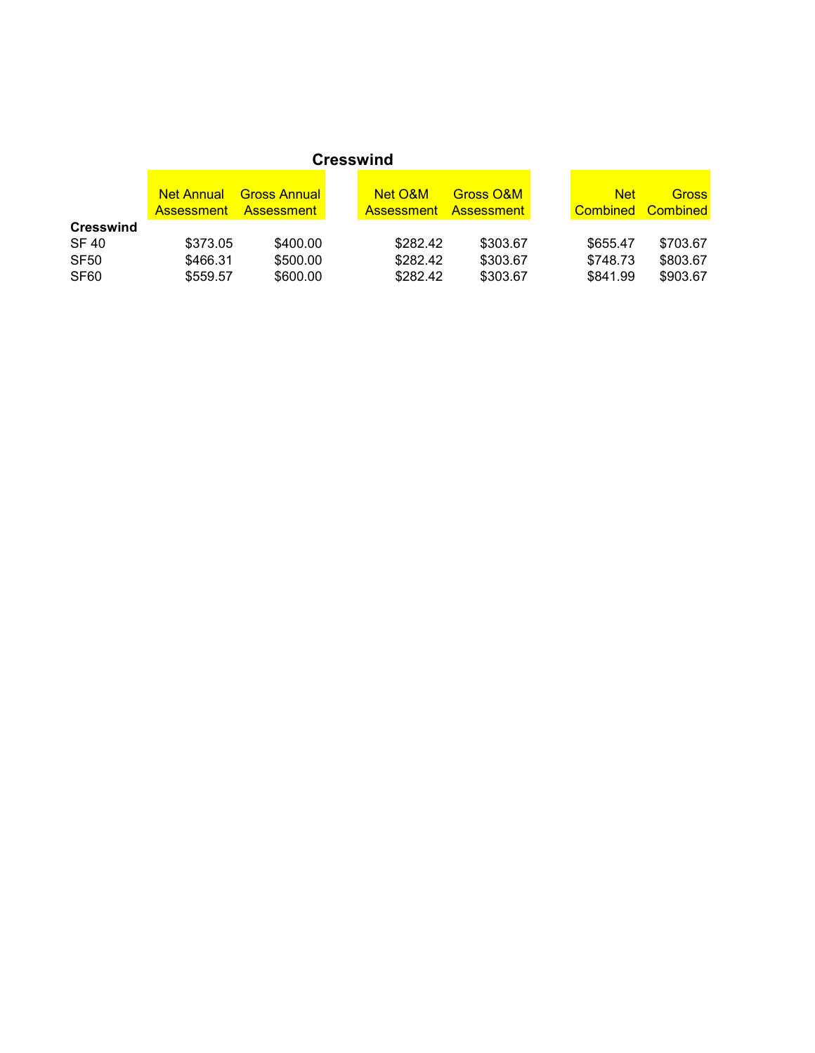## Cresswind

| | Net Annual Assessment | Gross Annual Assessment | Net O&M Assessment | Gross O&M Assessment | Net Combined | Gross Combined |
|---|---|---|---|---|---|---|
| **Cresswind** | | | | | | |
| SF 40 | $373.05 | $400.00 | $282.42 | $303.67 | $655.47 | $703.67 |
| SF50 | $466.31 | $500.00 | $282.42 | $303.67 | $748.73 | $803.67 |
| SF60 | $559.57 | $600.00 | $282.42 | $303.67 | $841.99 | $903.67 |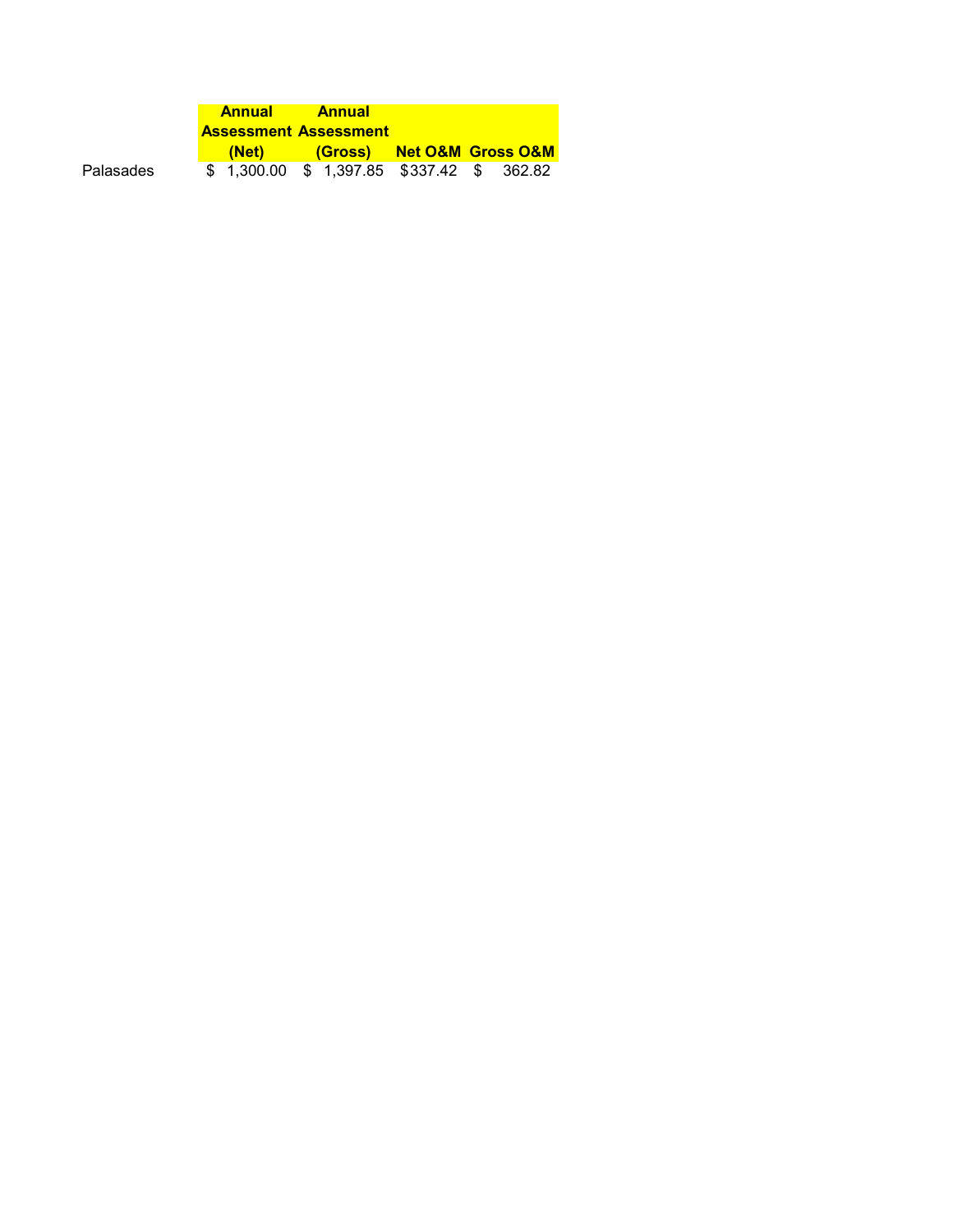| | Annual Assessment (Net) | Annual Assessment (Gross) | Net O&M | Gross O&M |
|---|---|---|---|---|
| Palasades | $ 1,300.00 | $ 1,397.85 | $337.42 | $ 362.82 |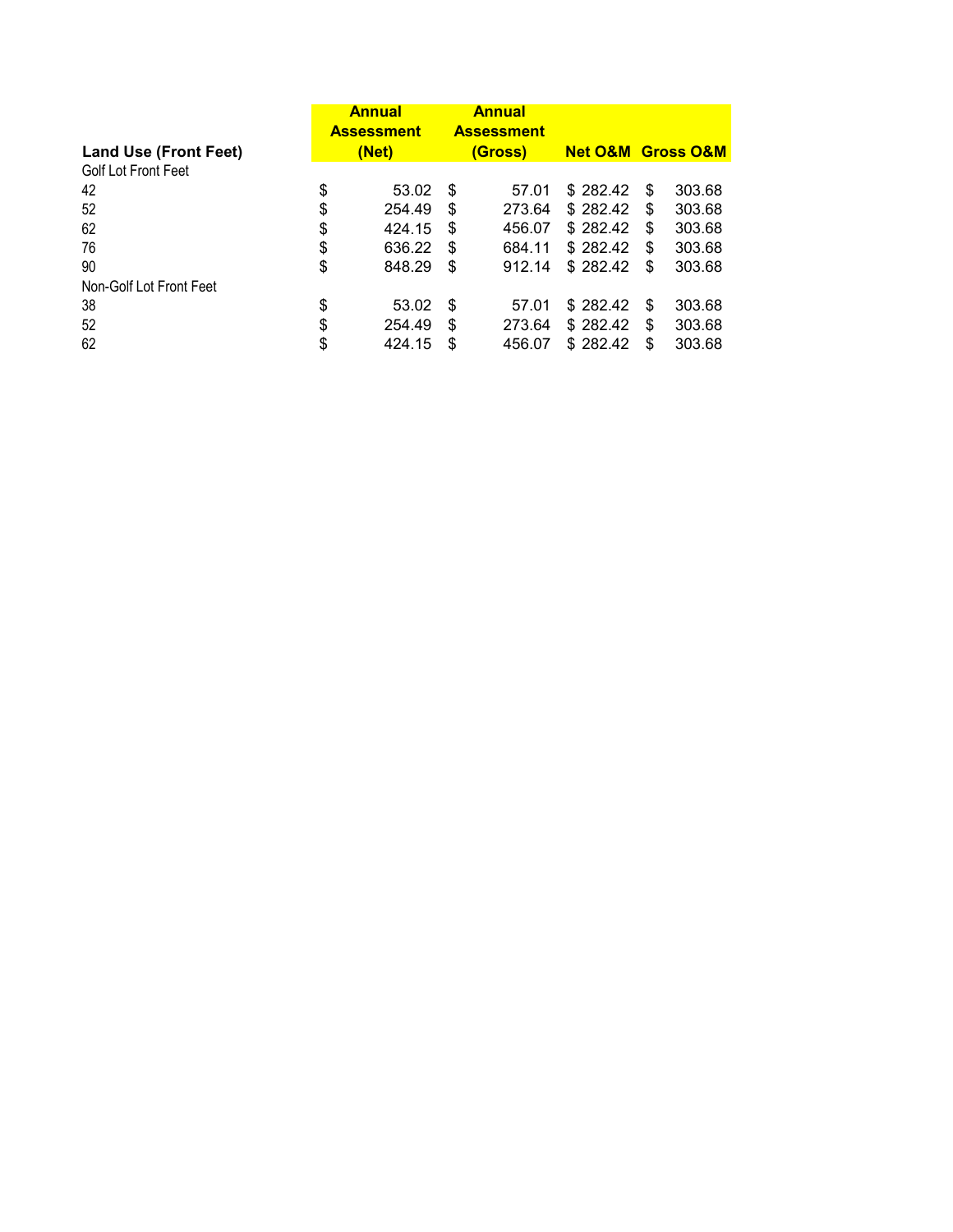| Land Use (Front Feet) | Annual Assessment (Net) | Annual Assessment (Gross) | Net O&M | Gross O&M |
|---|---|---|---|---|
| Golf Lot Front Feet | | | | |
| 42 | $ 53.02 | $ 57.01 | $ 282.42 | $ 303.68 |
| 52 | $ 254.49 | $ 273.64 | $ 282.42 | $ 303.68 |
| 62 | $ 424.15 | $ 456.07 | $ 282.42 | $ 303.68 |
| 76 | $ 636.22 | $ 684.11 | $ 282.42 | $ 303.68 |
| 90 | $ 848.29 | $ 912.14 | $ 282.42 | $ 303.68 |
| Non-Golf Lot Front Feet | | | | |
| 38 | $ 53.02 | $ 57.01 | $ 282.42 | $ 303.68 |
| 52 | $ 254.49 | $ 273.64 | $ 282.42 | $ 303.68 |
| 62 | $ 424.15 | $ 456.07 | $ 282.42 | $ 303.68 |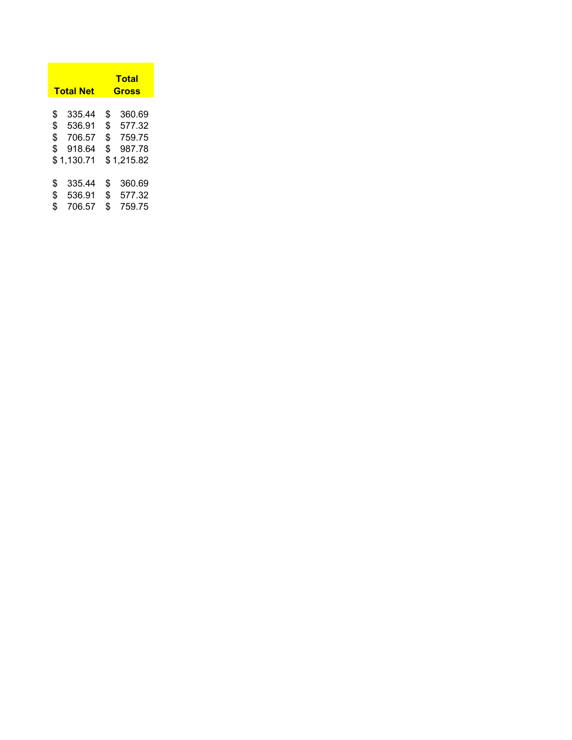| Total Net | Total Gross |
|---|---|
| $ 335.44 | $ 360.69 |
| $ 536.91 | $ 577.32 |
| $ 706.57 | $ 759.75 |
| $ 918.64 | $ 987.78 |
| $ 1,130.71 | $ 1,215.82 |
| | |
| $ 335.44 | $ 360.69 |
| $ 536.91 | $ 577.32 |
| $ 706.57 | $ 759.75 |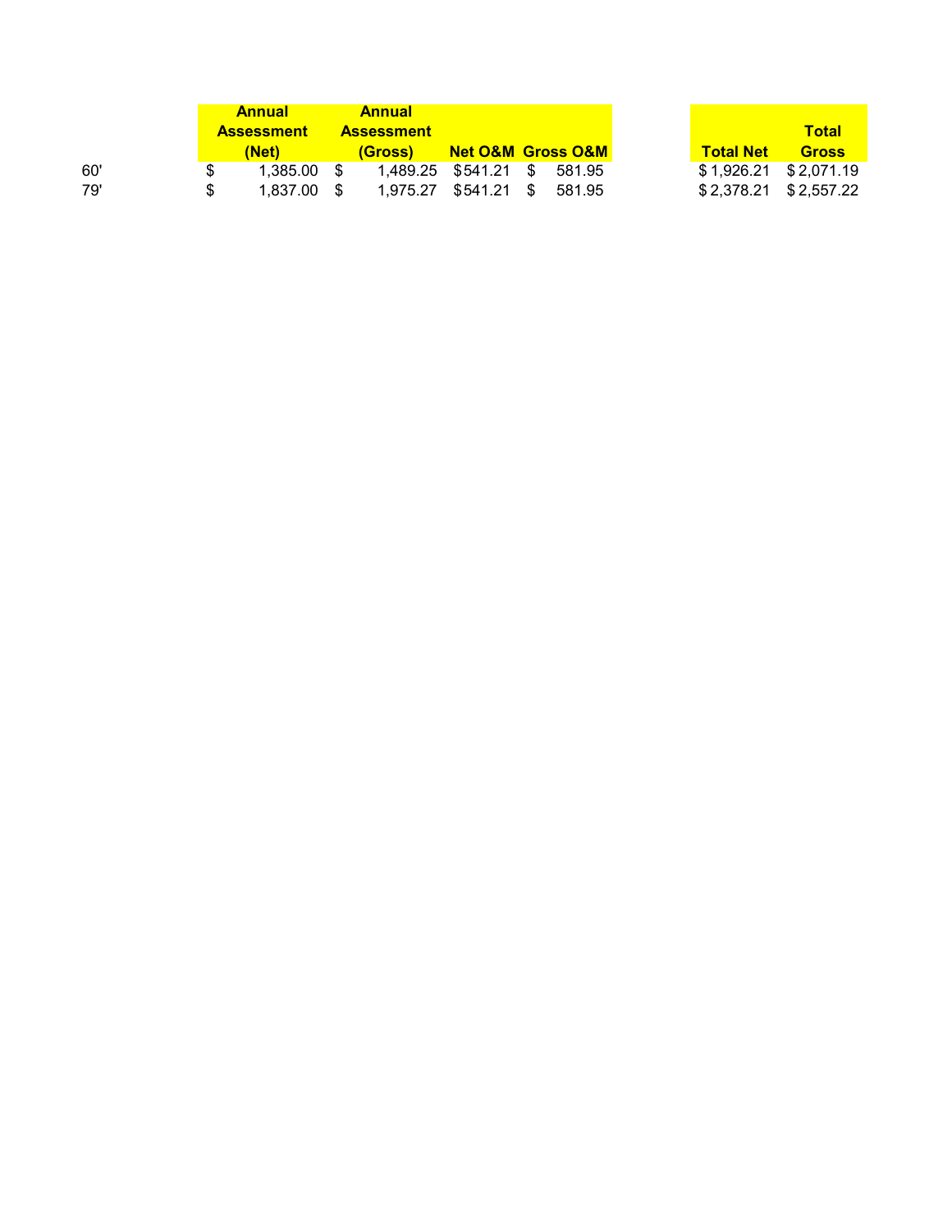| | Annual Assessment (Net) | Annual Assessment (Gross) | Net O&M | Gross O&M | | Total Net | Total Gross |
|---|---|---|---|---|---|---|---|
| 60' | $ 1,385.00 | $ 1,489.25 | $541.21 | $ 581.95 | | $ 1,926.21 | $ 2,071.19 |
| 79' | $ 1,837.00 | $ 1,975.27 | $541.21 | $ 581.95 | | $ 2,378.21 | $ 2,557.22 |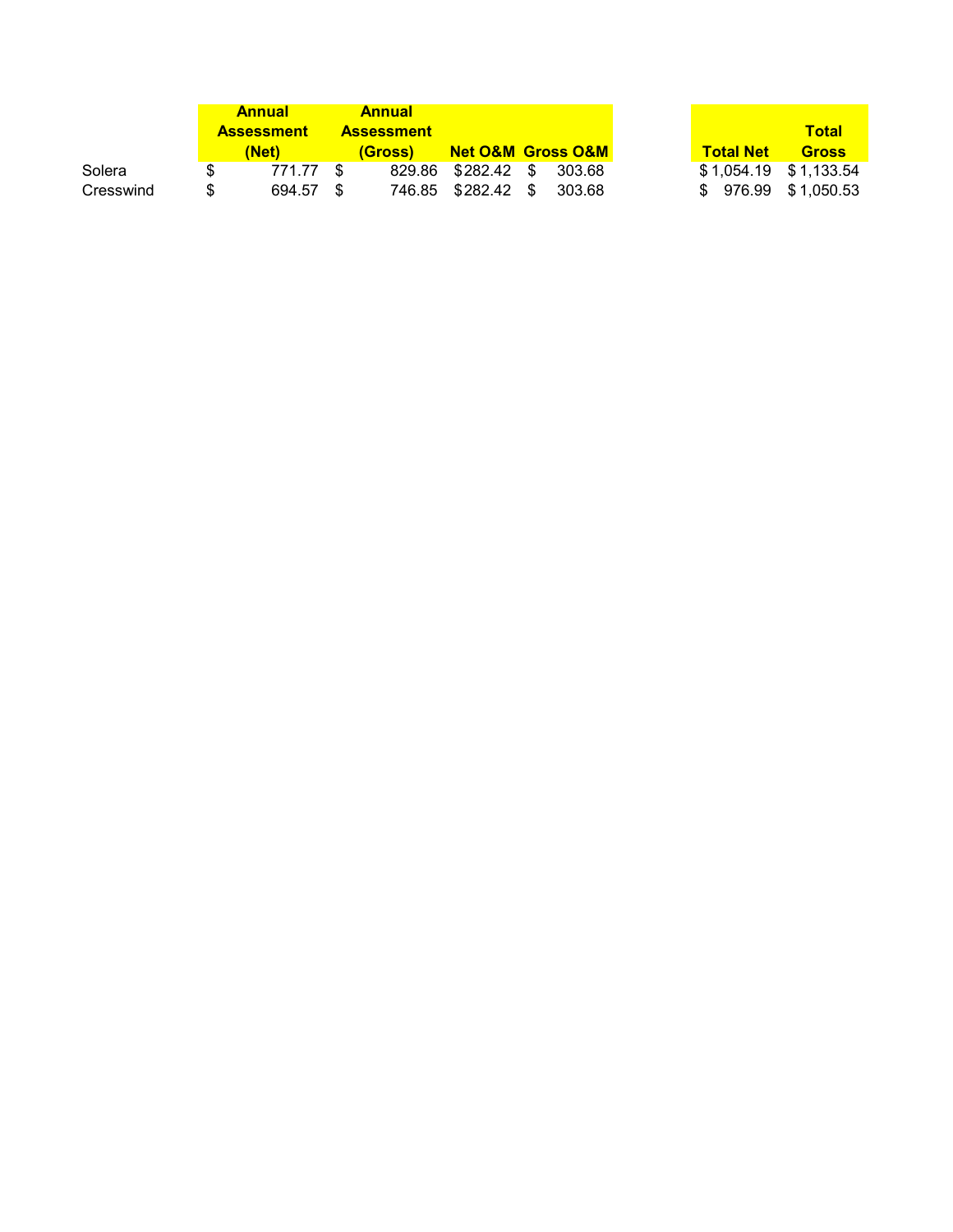|  | Annual Assessment (Net) | Annual Assessment (Gross) | Net O&M | Gross O&M | Total Net | Total Gross |
|---|---|---|---|---|---|---|
| Solera | $ 771.77 | $ 829.86 | $282.42 | $ 303.68 | $ 1,054.19 | $ 1,133.54 |
| Cresswind | $ 694.57 | $ 746.85 | $282.42 | $ 303.68 | $ 976.99 | $ 1,050.53 |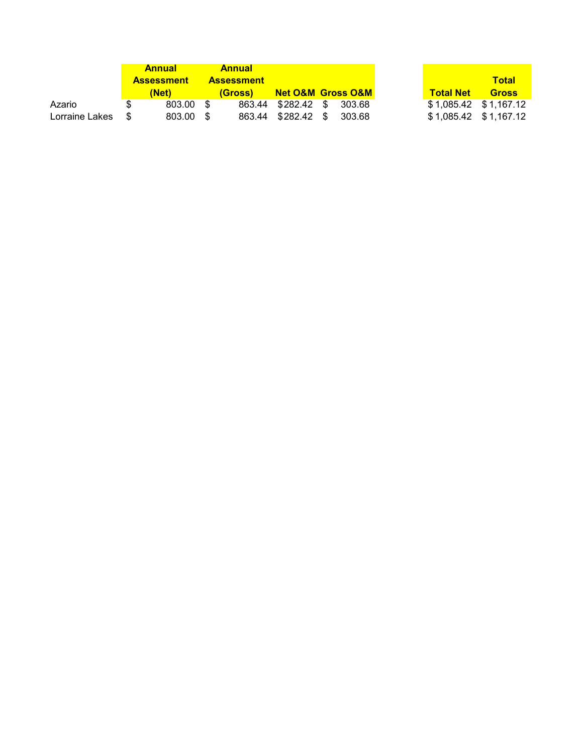| | Annual Assessment (Net) | Annual Assessment (Gross) | Net O&M | Gross O&M | | Total Net | Total Gross |
|---|---|---|---|---|---|---|---|
| Azario | $ 803.00 | $ 863.44 | $282.42 | $ 303.68 | | $ 1,085.42 | $ 1,167.12 |
| Lorraine Lakes | $ 803.00 | $ 863.44 | $282.42 | $ 303.68 | | $ 1,085.42 | $ 1,167.12 |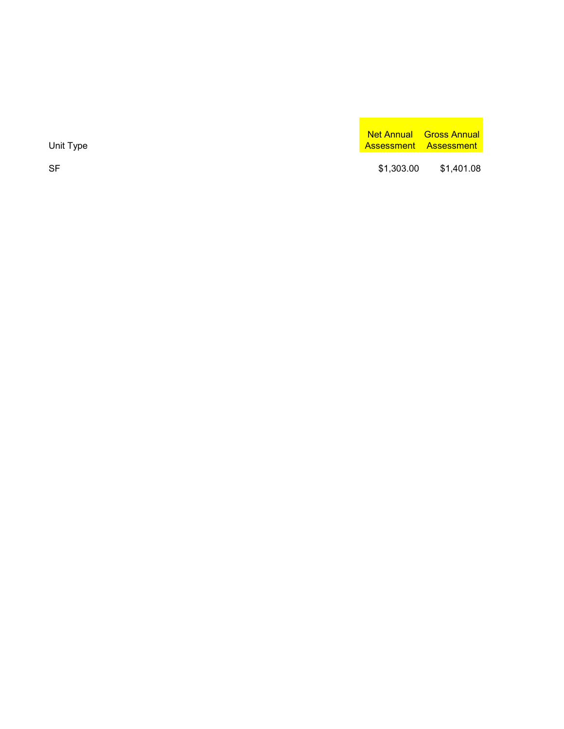| Unit Type | Net Annual Assessment | Gross Annual Assessment |
|---|---|---|
| SF | $1,303.00 | $1,401.08 |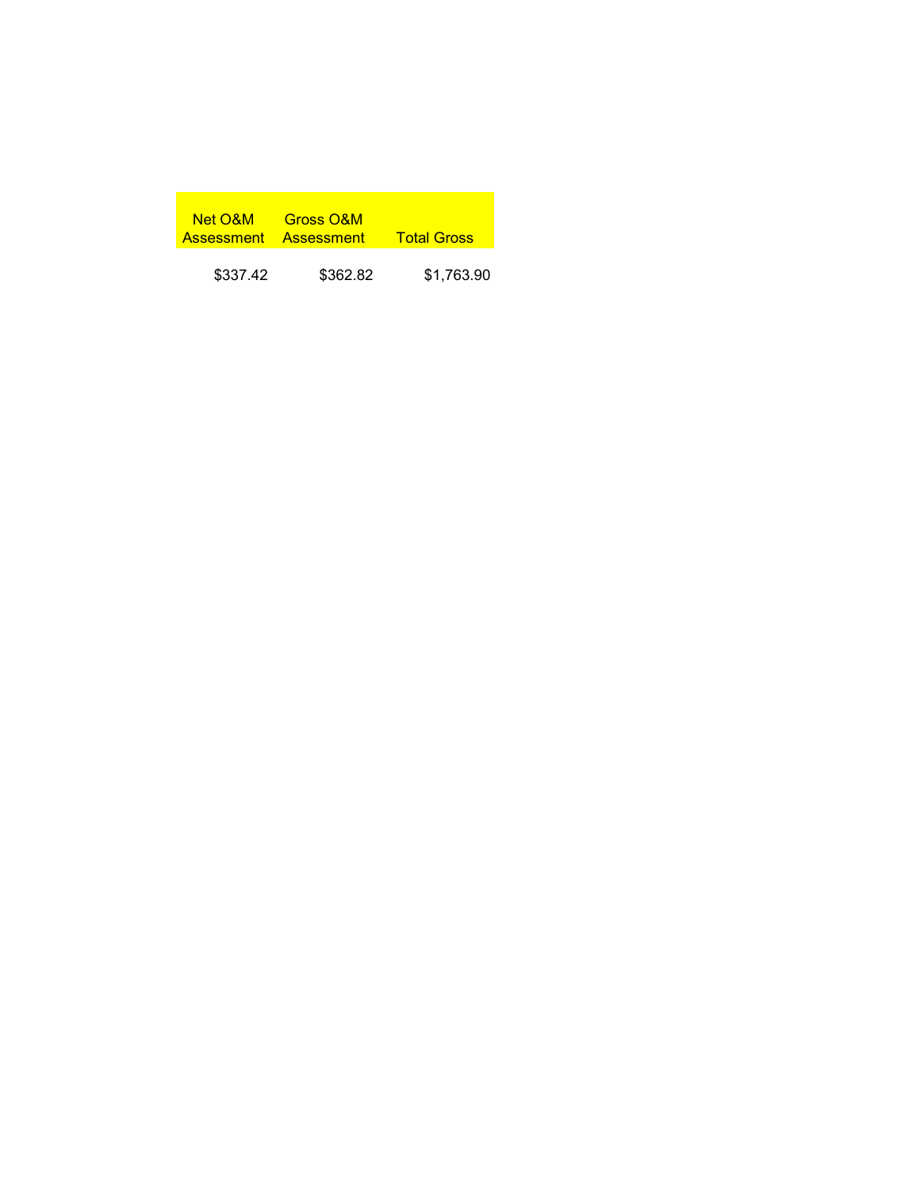| Net O&M Assessment | Gross O&M Assessment | Total Gross |
|---|---|---|
| $337.42 | $362.82 | $1,763.90 |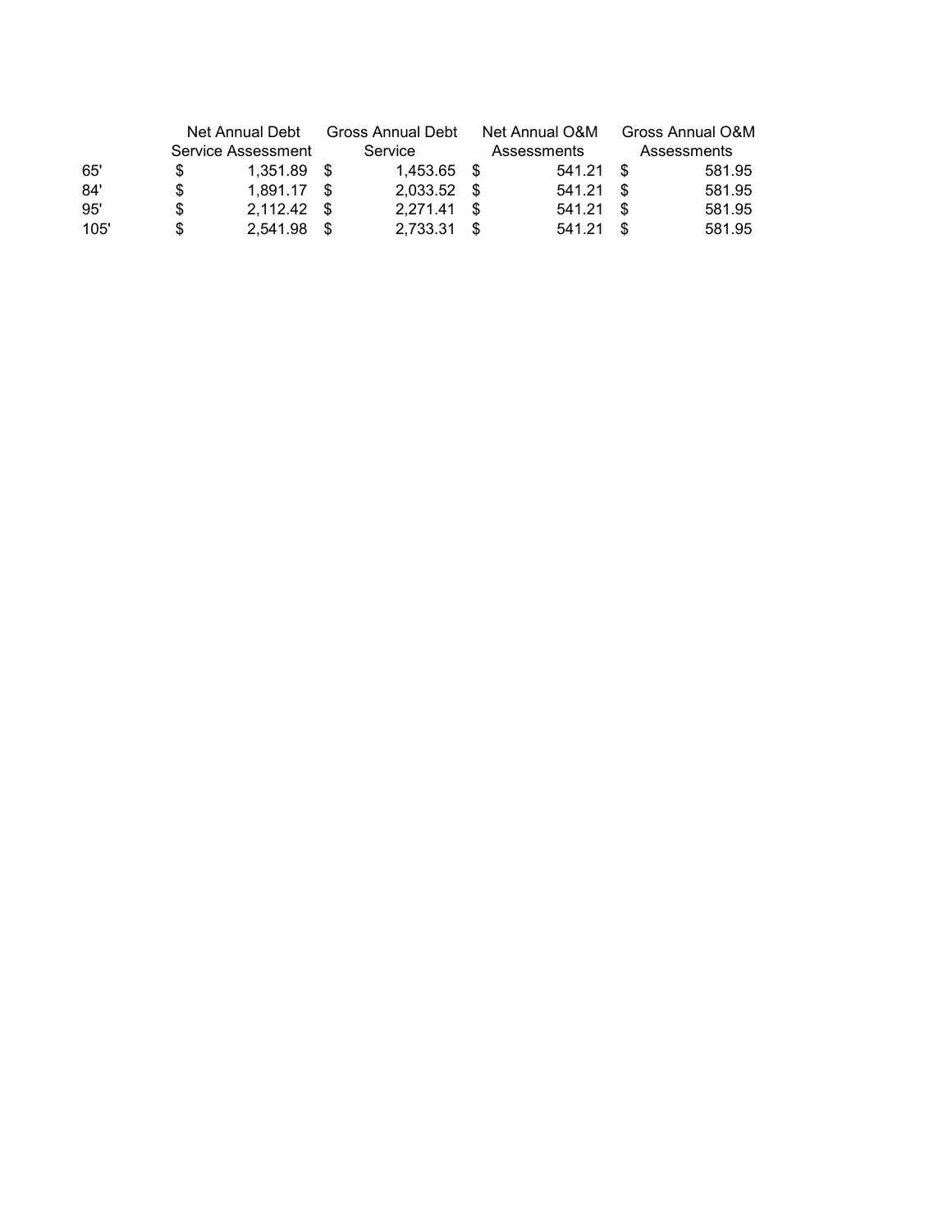| | Net Annual Debt Service Assessment | Gross Annual Debt Service | Net Annual O&M Assessments | Gross Annual O&M Assessments |
|---|---|---|---|---|
| 65' | $ 1,351.89 | $ 1,453.65 | $ 541.21 | $ 581.95 |
| 84' | $ 1,891.17 | $ 2,033.52 | $ 541.21 | $ 581.95 |
| 95' | $ 2,112.42 | $ 2,271.41 | $ 541.21 | $ 581.95 |
| 105' | $ 2,541.98 | $ 2,733.31 | $ 541.21 | $ 581.95 |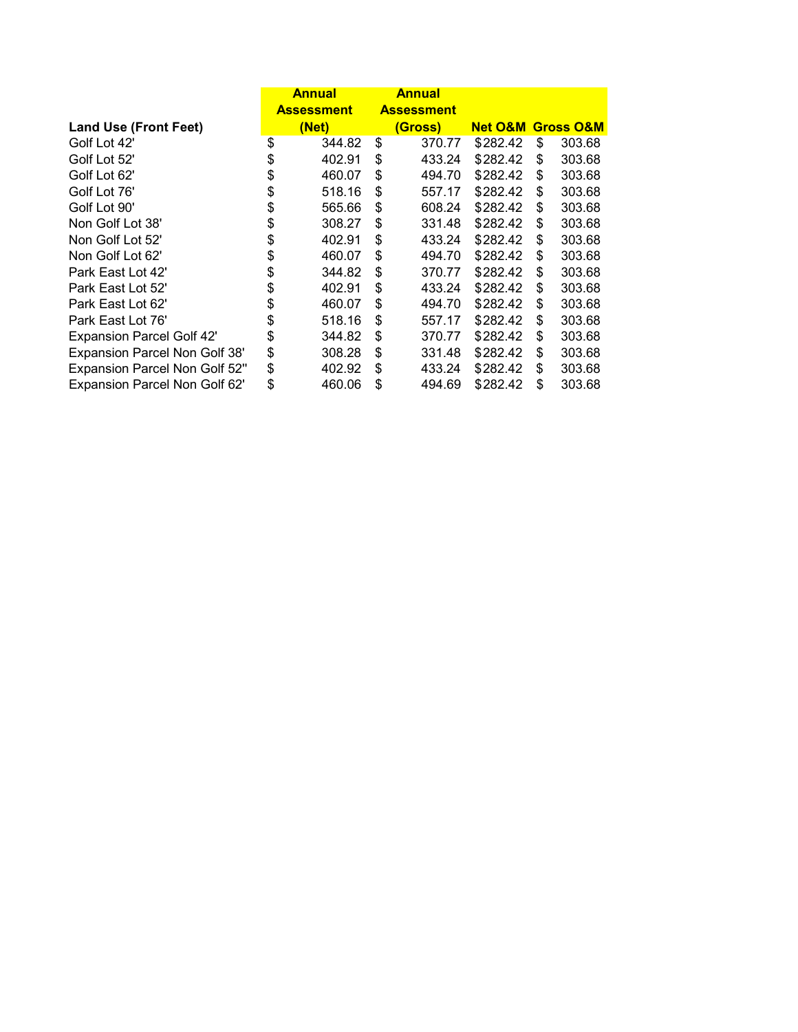| Land Use (Front Feet) | Annual Assessment (Net) | Annual Assessment (Gross) | Net O&M | Gross O&M |
|---|---|---|---|---|
| Golf Lot 42' | $ 344.82 | $ 370.77 | $282.42 | $ 303.68 |
| Golf Lot 52' | $ 402.91 | $ 433.24 | $282.42 | $ 303.68 |
| Golf Lot 62' | $ 460.07 | $ 494.70 | $282.42 | $ 303.68 |
| Golf Lot 76' | $ 518.16 | $ 557.17 | $282.42 | $ 303.68 |
| Golf Lot 90' | $ 565.66 | $ 608.24 | $282.42 | $ 303.68 |
| Non Golf Lot 38' | $ 308.27 | $ 331.48 | $282.42 | $ 303.68 |
| Non Golf Lot 52' | $ 402.91 | $ 433.24 | $282.42 | $ 303.68 |
| Non Golf Lot 62' | $ 460.07 | $ 494.70 | $282.42 | $ 303.68 |
| Park East Lot 42' | $ 344.82 | $ 370.77 | $282.42 | $ 303.68 |
| Park East Lot 52' | $ 402.91 | $ 433.24 | $282.42 | $ 303.68 |
| Park East Lot 62' | $ 460.07 | $ 494.70 | $282.42 | $ 303.68 |
| Park East Lot 76' | $ 518.16 | $ 557.17 | $282.42 | $ 303.68 |
| Expansion Parcel Golf 42' | $ 344.82 | $ 370.77 | $282.42 | $ 303.68 |
| Expansion Parcel Non Golf 38' | $ 308.28 | $ 331.48 | $282.42 | $ 303.68 |
| Expansion Parcel Non Golf 52'' | $ 402.92 | $ 433.24 | $282.42 | $ 303.68 |
| Expansion Parcel Non Golf 62' | $ 460.06 | $ 494.69 | $282.42 | $ 303.68 |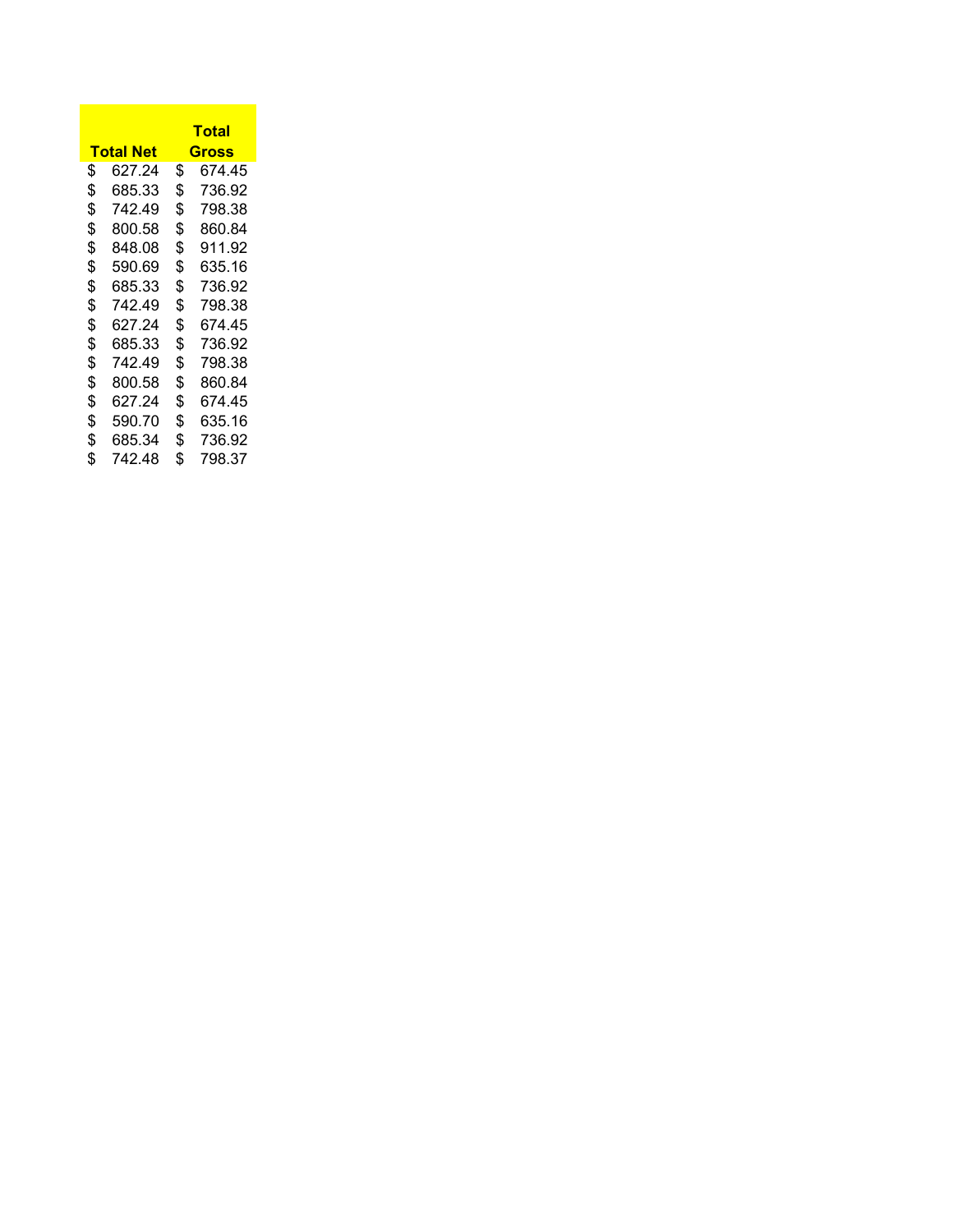| Total Net | Total Gross |
|---|---|
| $ 627.24 | $ 674.45 |
| $ 685.33 | $ 736.92 |
| $ 742.49 | $ 798.38 |
| $ 800.58 | $ 860.84 |
| $ 848.08 | $ 911.92 |
| $ 590.69 | $ 635.16 |
| $ 685.33 | $ 736.92 |
| $ 742.49 | $ 798.38 |
| $ 627.24 | $ 674.45 |
| $ 685.33 | $ 736.92 |
| $ 742.49 | $ 798.38 |
| $ 800.58 | $ 860.84 |
| $ 627.24 | $ 674.45 |
| $ 590.70 | $ 635.16 |
| $ 685.34 | $ 736.92 |
| $ 742.48 | $ 798.37 |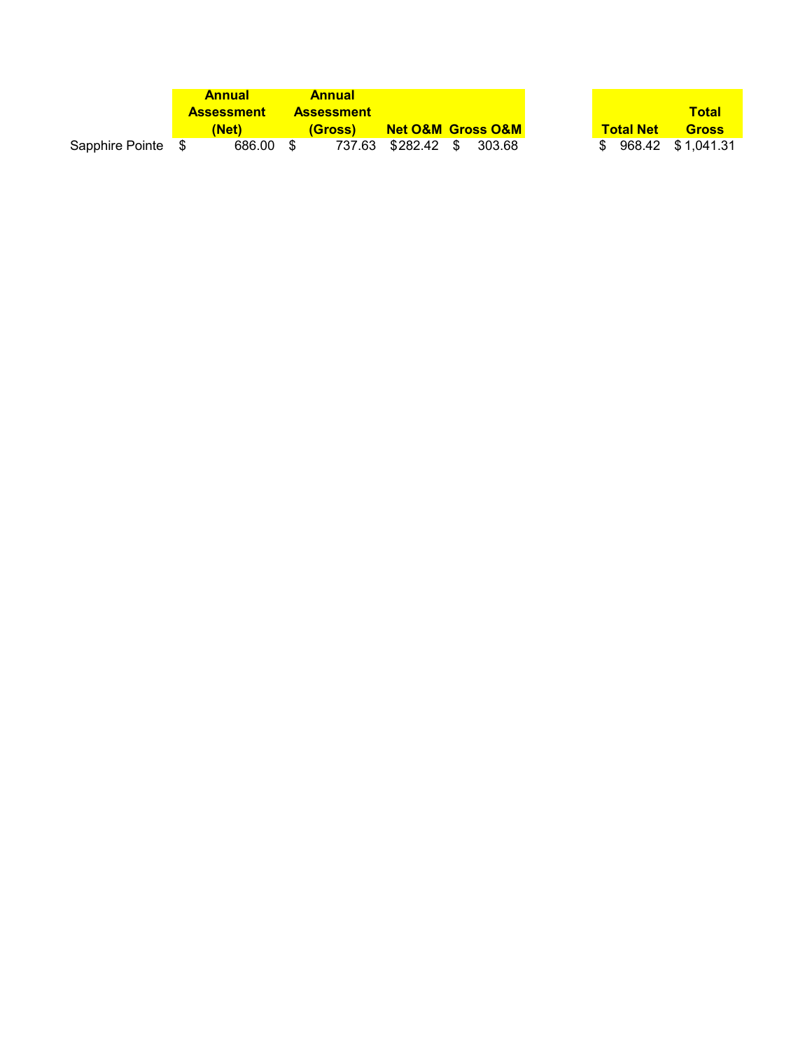| | Annual Assessment (Net) | Annual Assessment (Gross) | Net O&M | Gross O&M | | Total Net | Total Gross |
|---|---|---|---|---|---|---|---|
| Sapphire Pointe | $ 686.00 | $ 737.63 | $282.42 | $ 303.68 | | $ 968.42 | $ 1,041.31 |